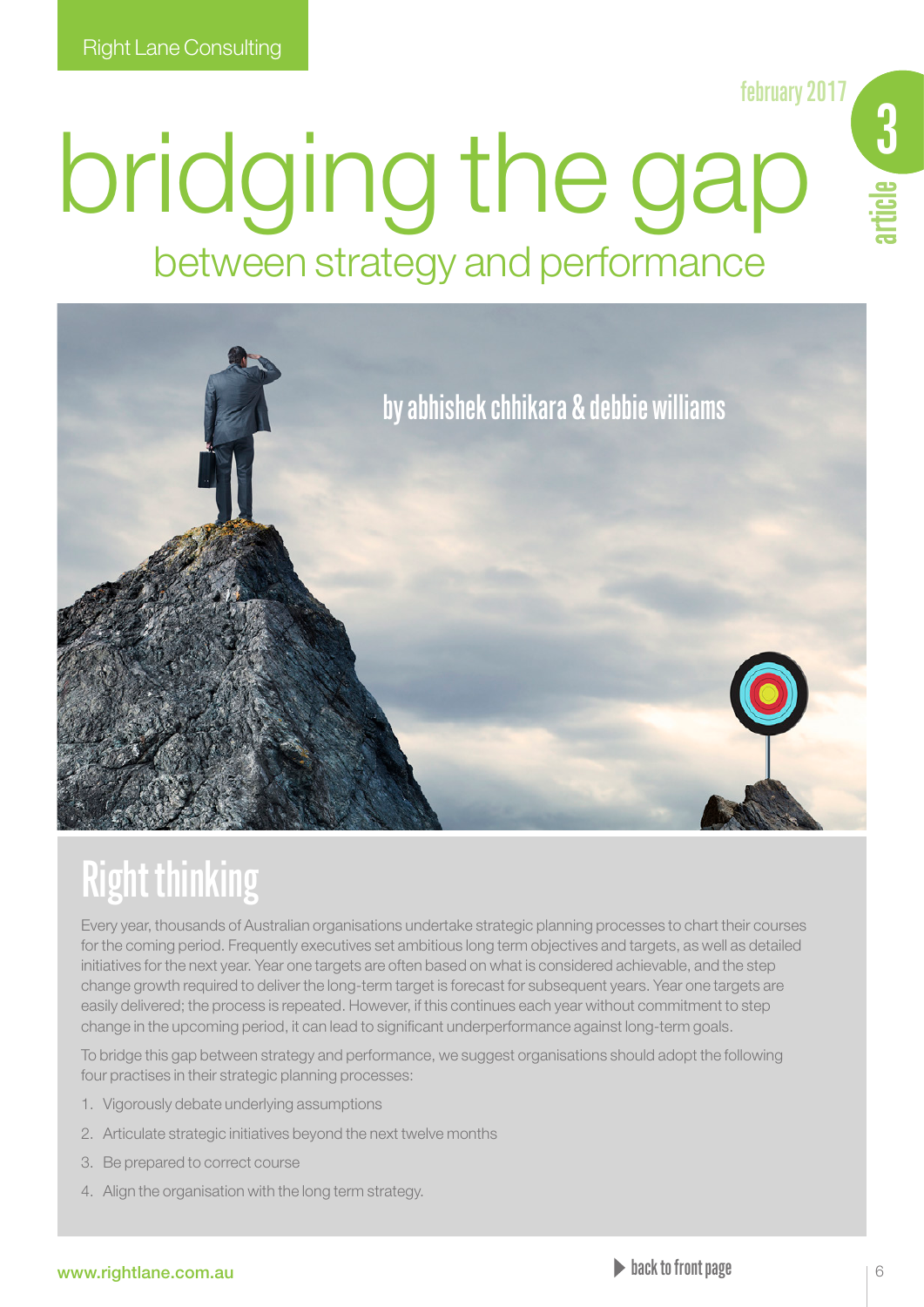Right Lane Consulting

february 2017

article 3

# bridging the gap

## between strategy and performance

by abhishek chhikara & debbie williams

## Right thinking

Every year, thousands of Australian organisations undertake strategic planning processes to chart their courses for the coming period. Frequently executives set ambitious long term objectives and targets, as well as detailed initiatives for the next year. Year one targets are often based on what is considered achievable, and the step change growth required to deliver the long-term target is forecast for subsequent years. Year one targets are easily delivered; the process is repeated. However, if this continues each year without commitment to step change in the upcoming period, it can lead to significant underperformance against long-term goals.

To bridge this gap between strategy and performance, we suggest organisations should adopt the following four practises in their strategic planning processes:

1. Vigorously debate underlying assumptions
2. Articulate strategic initiatives beyond the next twelve months
3. Be prepared to correct course
4. Align the organisation with the long term strategy.

www.rightlane.com.au

back to front page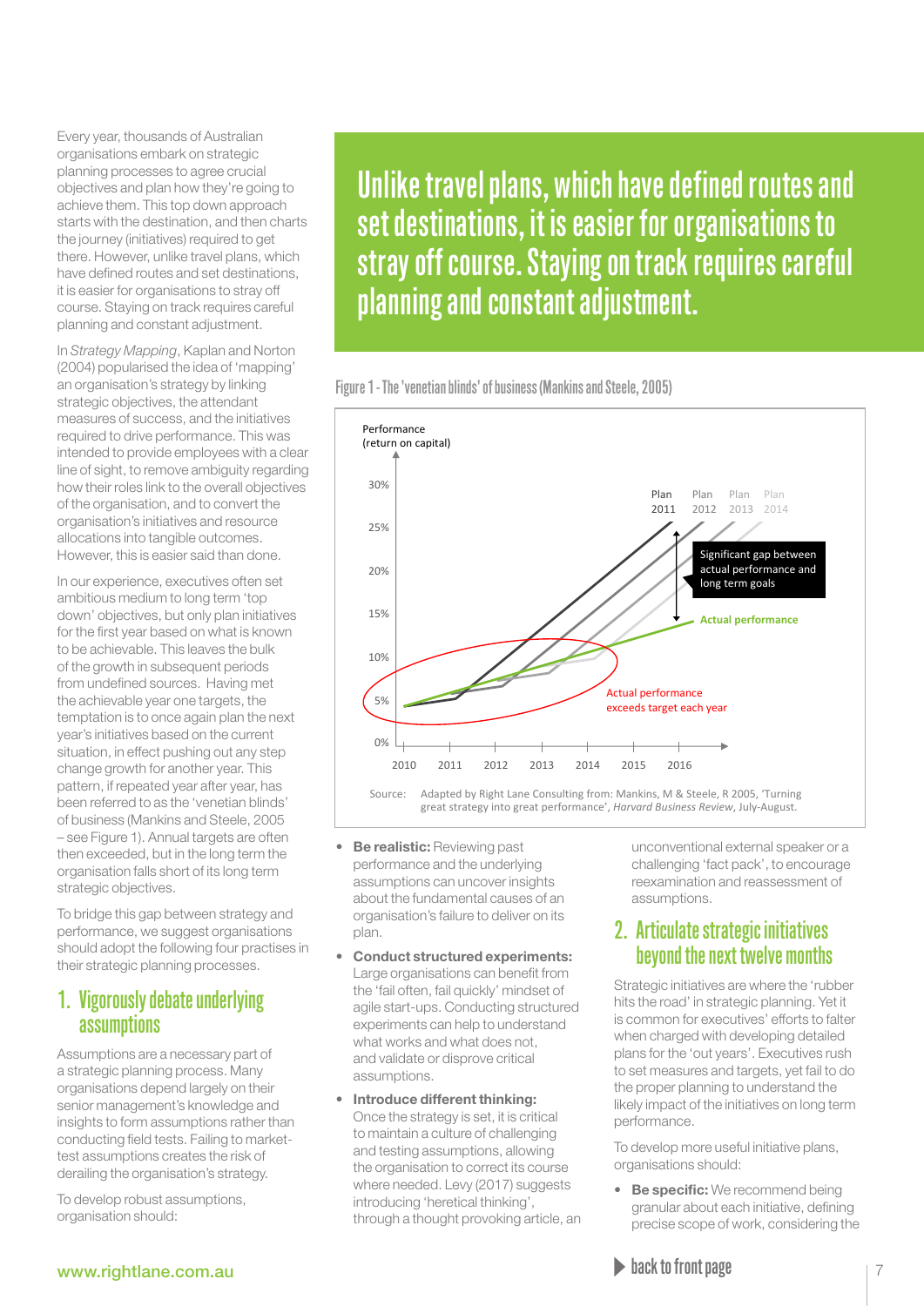Every year, thousands of Australian organisations embark on strategic planning processes to agree crucial objectives and plan how they're going to achieve them. This top down approach starts with the destination, and then charts the journey (initiatives) required to get there. However, unlike travel plans, which have defined routes and set destinations, it is easier for organisations to stray off course. Staying on track requires careful planning and constant adjustment.

In *Strategy Mapping*, Kaplan and Norton (2004) popularised the idea of 'mapping' an organisation's strategy by linking strategic objectives, the attendant measures of success, and the initiatives required to drive performance. This was intended to provide employees with a clear line of sight, to remove ambiguity regarding how their roles link to the overall objectives of the organisation, and to convert the organisation's initiatives and resource allocations into tangible outcomes. However, this is easier said than done.

In our experience, executives often set ambitious medium to long term 'top down' objectives, but only plan initiatives for the first year based on what is known to be achievable. This leaves the bulk of the growth in subsequent periods from undefined sources. Having met the achievable year one targets, the temptation is to once again plan the next year's initiatives based on the current situation, in effect pushing out any step change growth for another year. This pattern, if repeated year after year, has been referred to as the 'venetian blinds' of business (Mankins and Steele, 2005 – see Figure 1). Annual targets are often then exceeded, but in the long term the organisation falls short of its long term strategic objectives.

To bridge this gap between strategy and performance, we suggest organisations should adopt the following four practises in their strategic planning processes.

> **Unlike travel plans, which have defined routes and set destinations, it is easier for organisations to stray off course. Staying on track requires careful planning and constant adjustment.**

Figure 1 - The 'venetian blinds' of business (Mankins and Steele, 2005)

Source: Adapted by Right Lane Consulting from: Mankins, M & Steele, R 2005, 'Turning great strategy into great performance', *Harvard Business Review*, July-August.

## 1. Vigorously debate underlying assumptions

Assumptions are a necessary part of a strategic planning process. Many organisations depend largely on their senior management's knowledge and insights to form assumptions rather than conducting field tests. Failing to market-test assumptions creates the risk of derailing the organisation's strategy.

To develop robust assumptions, organisation should:

- **Be realistic:** Reviewing past performance and the underlying assumptions can uncover insights about the fundamental causes of an organisation's failure to deliver on its plan.
- **Conduct structured experiments:** Large organisations can benefit from the 'fail often, fail quickly' mindset of agile start-ups. Conducting structured experiments can help to understand what works and what does not, and validate or disprove critical assumptions.
- **Introduce different thinking:** Once the strategy is set, it is critical to maintain a culture of challenging and testing assumptions, allowing the organisation to correct its course where needed. Levy (2017) suggests introducing 'heretical thinking', through a thought provoking article, an unconventional external speaker or a challenging 'fact pack', to encourage reexamination and reassessment of assumptions.

## 2. Articulate strategic initiatives beyond the next twelve months

Strategic initiatives are where the 'rubber hits the road' in strategic planning. Yet it is common for executives' efforts to falter when charged with developing detailed plans for the 'out years'. Executives rush to set measures and targets, yet fail to do the proper planning to understand the likely impact of the initiatives on long term performance.

To develop more useful initiative plans, organisations should:

- **Be specific:** We recommend being granular about each initiative, defining precise scope of work, considering the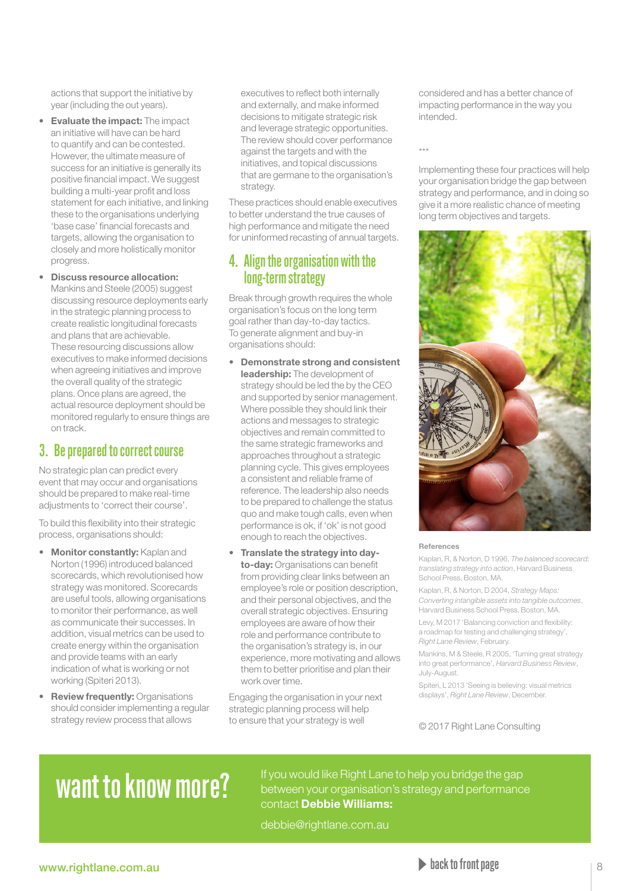actions that support the initiative by year (including the out years).

- **Evaluate the impact:** The impact an initiative will have can be hard to quantify and can be contested. However, the ultimate measure of success for an initiative is generally its positive financial impact. We suggest building a multi-year profit and loss statement for each initiative, and linking these to the organisations underlying 'base case' financial forecasts and targets, allowing the organisation to closely and more holistically monitor progress.
- **Discuss resource allocation:** Mankins and Steele (2005) suggest discussing resource deployments early in the strategic planning process to create realistic longitudinal forecasts and plans that are achievable. These resourcing discussions allow executives to make informed decisions when agreeing initiatives and improve the overall quality of the strategic plans. Once plans are agreed, the actual resource deployment should be monitored regularly to ensure things are on track.

## 3. Be prepared to correct course

No strategic plan can predict every event that may occur and organisations should be prepared to make real-time adjustments to 'correct their course'.

To build this flexibility into their strategic process, organisations should:

- **Monitor constantly:** Kaplan and Norton (1996) introduced balanced scorecards, which revolutionised how strategy was monitored. Scorecards are useful tools, allowing organisations to monitor their performance, as well as communicate their successes. In addition, visual metrics can be used to create energy within the organisation and provide teams with an early indication of what is working or not working (Spiteri 2013).
- **Review frequently:** Organisations should consider implementing a regular strategy review process that allows executives to reflect both internally and externally, and make informed decisions to mitigate strategic risk and leverage strategic opportunities. The review should cover performance against the targets and with the initiatives, and topical discussions that are germane to the organisation's strategy.

These practices should enable executives to better understand the true causes of high performance and mitigate the need for uninformed recasting of annual targets.

## 4. Align the organisation with the long-term strategy

Break through growth requires the whole organisation's focus on the long term goal rather than day-to-day tactics. To generate alignment and buy-in organisations should:

- **Demonstrate strong and consistent leadership:** The development of strategy should be led the by the CEO and supported by senior management. Where possible they should link their actions and messages to strategic objectives and remain committed to the same strategic frameworks and approaches throughout a strategic planning cycle. This gives employees a consistent and reliable frame of reference. The leadership also needs to be prepared to challenge the status quo and make tough calls, even when performance is ok, if 'ok' is not good enough to reach the objectives.
- **Translate the strategy into day-to-day:** Organisations can benefit from providing clear links between an employee's role or position description, and their personal objectives, and the overall strategic objectives. Ensuring employees are aware of how their role and performance contribute to the organisation's strategy is, in our experience, more motivating and allows them to better prioritise and plan their work over time.

Engaging the organisation in your next strategic planning process will help to ensure that your strategy is well considered and has a better chance of impacting performance in the way you intended.

\*\*\*

Implementing these four practices will help your organisation bridge the gap between strategy and performance, and in doing so give it a more realistic chance of meeting long term objectives and targets.

### References

Kaplan, R, & Norton, D 1996, *The balanced scorecard: translating strategy into action*, Harvard Business School Press, Boston, MA.

Kaplan, R, & Norton, D 2004, *Strategy Maps: Converting intangible assets into tangible outcomes*, Harvard Business School Press, Boston, MA.

Levy, M 2017 'Balancing conviction and flexibility: a roadmap for testing and challenging strategy', *Right Lane Review*, February.

Mankins, M & Steele, R 2005, 'Turning great strategy into great performance', *Harvard Business Review*, July-August.

Spiteri, L 2013 'Seeing is believing: visual metrics displays', *Right Lane Review*, December.

© 2017 Right Lane Consulting

## want to know more?

If you would like Right Lane to help you bridge the gap between your organisation's strategy and performance contact **Debbie Williams:**

debbie@rightlane.com.au

www.rightlane.com.au

back to front page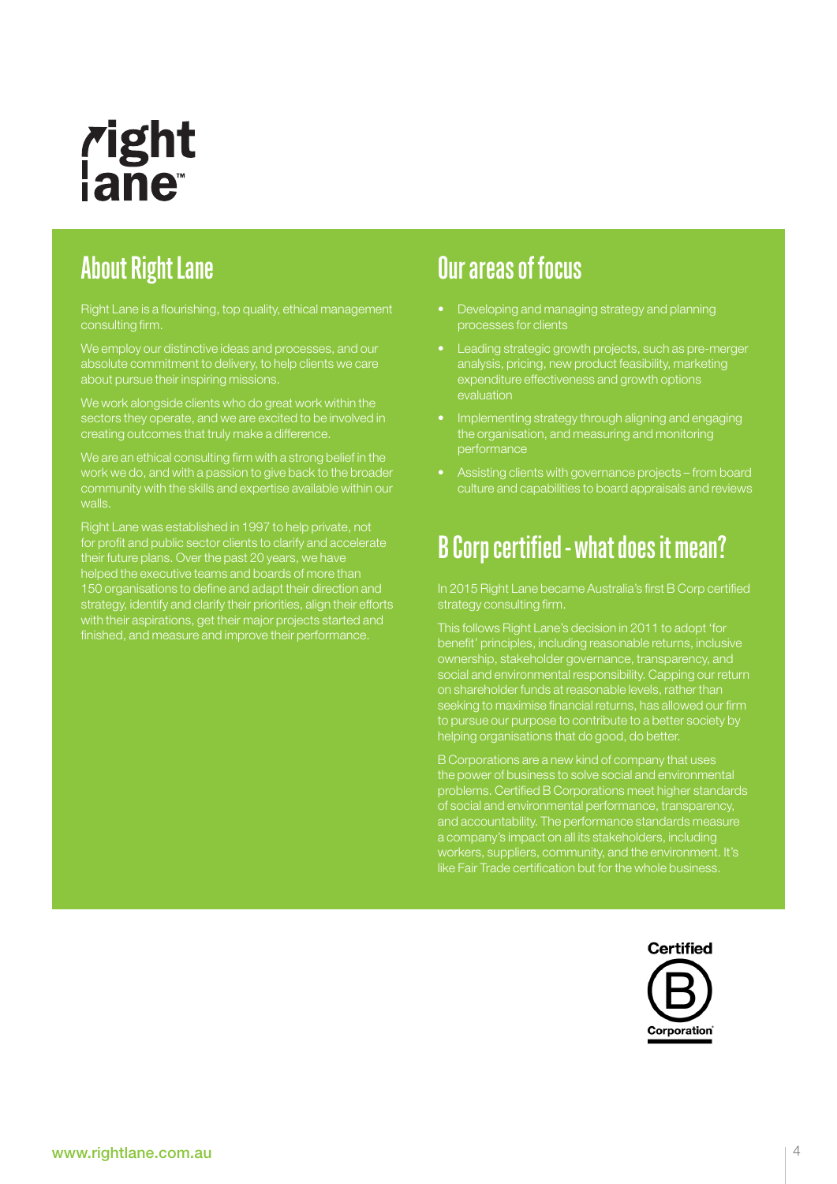# right lane

## About Right Lane

Right Lane is a flourishing, top quality, ethical management consulting firm.

We employ our distinctive ideas and processes, and our absolute commitment to delivery, to help clients we care about pursue their inspiring missions.

We work alongside clients who do great work within the sectors they operate, and we are excited to be involved in creating outcomes that truly make a difference.

We are an ethical consulting firm with a strong belief in the work we do, and with a passion to give back to the broader community with the skills and expertise available within our walls.

Right Lane was established in 1997 to help private, not for profit and public sector clients to clarify and accelerate their future plans. Over the past 20 years, we have helped the executive teams and boards of more than 150 organisations to define and adapt their direction and strategy, identify and clarify their priorities, align their efforts with their aspirations, get their major projects started and finished, and measure and improve their performance.

## Our areas of focus

- Developing and managing strategy and planning processes for clients
- Leading strategic growth projects, such as pre-merger analysis, pricing, new product feasibility, marketing expenditure effectiveness and growth options evaluation
- Implementing strategy through aligning and engaging the organisation, and measuring and monitoring performance
- Assisting clients with governance projects – from board culture and capabilities to board appraisals and reviews

## B Corp certified - what does it mean?

In 2015 Right Lane became Australia's first B Corp certified strategy consulting firm.

This follows Right Lane's decision in 2011 to adopt 'for benefit' principles, including reasonable returns, inclusive ownership, stakeholder governance, transparency, and social and environmental responsibility. Capping our return on shareholder funds at reasonable levels, rather than seeking to maximise financial returns, has allowed our firm to pursue our purpose to contribute to a better society by helping organisations that do good, do better.

B Corporations are a new kind of company that uses the power of business to solve social and environmental problems. Certified B Corporations meet higher standards of social and environmental performance, transparency, and accountability. The performance standards measure a company's impact on all its stakeholders, including workers, suppliers, community, and the environment. It's like Fair Trade certification but for the whole business.

Certified B Corporation

www.rightlane.com.au